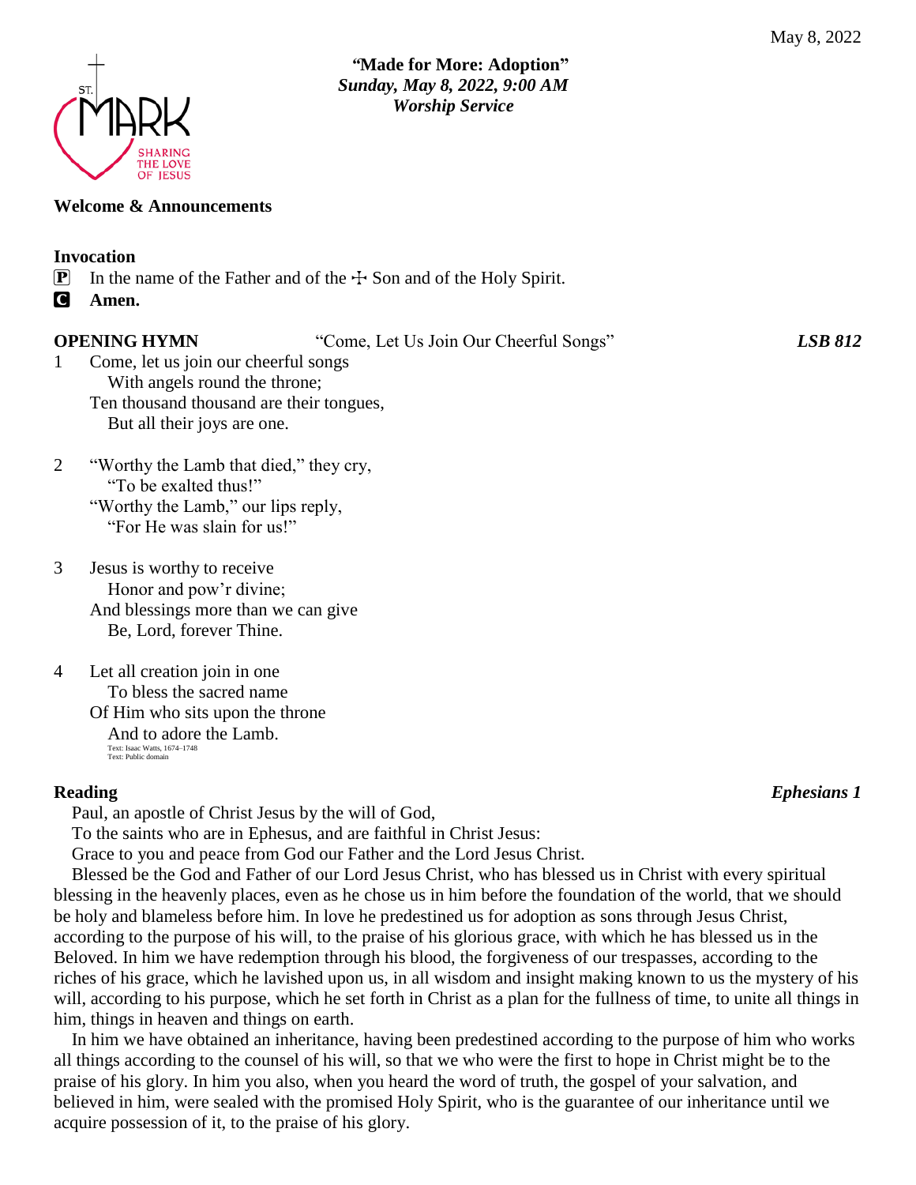May 8, 2022

ST. MARK
SHARING THE LOVE OF JESUS

**"Made for More: Adoption"**
***Sunday, May 8, 2022, 9:00 AM***
***Worship Service***

**Welcome & Announcements**

**Invocation**

P  In the name of the Father and of the ☩ Son and of the Holy Spirit.
C  **Amen.**

**OPENING HYMN** "Come, Let Us Join Our Cheerful Songs" ***LSB 812***

1 Come, let us join our cheerful songs
  With angels round the throne;
 Ten thousand thousand are their tongues,
  But all their joys are one.

2 "Worthy the Lamb that died," they cry,
  "To be exalted thus!"
 "Worthy the Lamb," our lips reply,
  "For He was slain for us!"

3 Jesus is worthy to receive
  Honor and pow'r divine;
 And blessings more than we can give
  Be, Lord, forever Thine.

4 Let all creation join in one
  To bless the sacred name
 Of Him who sits upon the throne
  And to adore the Lamb.

Text: Isaac Watts, 1674–1748
Text: Public domain

**Reading** ***Ephesians 1***

Paul, an apostle of Christ Jesus by the will of God,
To the saints who are in Ephesus, and are faithful in Christ Jesus:
Grace to you and peace from God our Father and the Lord Jesus Christ.

Blessed be the God and Father of our Lord Jesus Christ, who has blessed us in Christ with every spiritual blessing in the heavenly places, even as he chose us in him before the foundation of the world, that we should be holy and blameless before him. In love he predestined us for adoption as sons through Jesus Christ, according to the purpose of his will, to the praise of his glorious grace, with which he has blessed us in the Beloved. In him we have redemption through his blood, the forgiveness of our trespasses, according to the riches of his grace, which he lavished upon us, in all wisdom and insight making known to us the mystery of his will, according to his purpose, which he set forth in Christ as a plan for the fullness of time, to unite all things in him, things in heaven and things on earth.

In him we have obtained an inheritance, having been predestined according to the purpose of him who works all things according to the counsel of his will, so that we who were the first to hope in Christ might be to the praise of his glory. In him you also, when you heard the word of truth, the gospel of your salvation, and believed in him, were sealed with the promised Holy Spirit, who is the guarantee of our inheritance until we acquire possession of it, to the praise of his glory.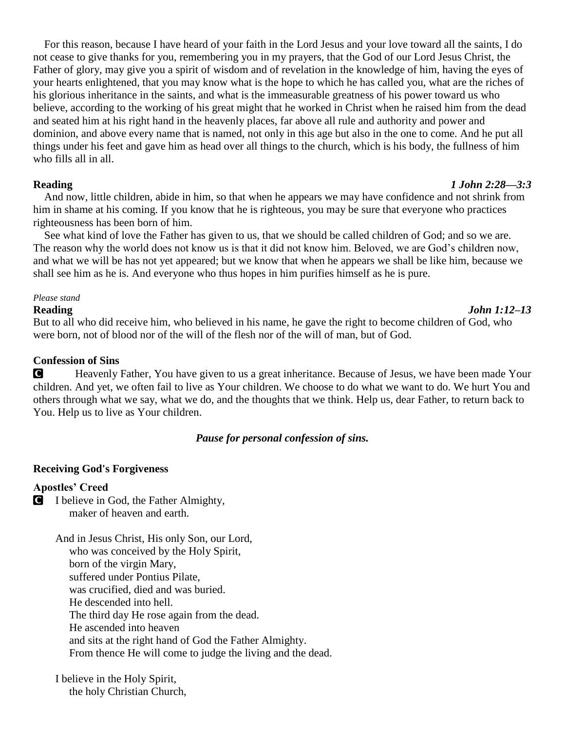For this reason, because I have heard of your faith in the Lord Jesus and your love toward all the saints, I do not cease to give thanks for you, remembering you in my prayers, that the God of our Lord Jesus Christ, the Father of glory, may give you a spirit of wisdom and of revelation in the knowledge of him, having the eyes of your hearts enlightened, that you may know what is the hope to which he has called you, what are the riches of his glorious inheritance in the saints, and what is the immeasurable greatness of his power toward us who believe, according to the working of his great might that he worked in Christ when he raised him from the dead and seated him at his right hand in the heavenly places, far above all rule and authority and power and dominion, and above every name that is named, not only in this age but also in the one to come. And he put all things under his feet and gave him as head over all things to the church, which is his body, the fullness of him who fills all in all.

**Reading** *1 John 2:28—3:3*

And now, little children, abide in him, so that when he appears we may have confidence and not shrink from him in shame at his coming. If you know that he is righteous, you may be sure that everyone who practices righteousness has been born of him.

See what kind of love the Father has given to us, that we should be called children of God; and so we are. The reason why the world does not know us is that it did not know him. Beloved, we are God's children now, and what we will be has not yet appeared; but we know that when he appears we shall be like him, because we shall see him as he is. And everyone who thus hopes in him purifies himself as he is pure.

*Please stand*

**Reading** *John 1:12–13*

But to all who did receive him, who believed in his name, he gave the right to become children of God, who were born, not of blood nor of the will of the flesh nor of the will of man, but of God.

**Confession of Sins**

**C** Heavenly Father, You have given to us a great inheritance. Because of Jesus, we have been made Your children. And yet, we often fail to live as Your children. We choose to do what we want to do. We hurt You and others through what we say, what we do, and the thoughts that we think. Help us, dear Father, to return back to You. Help us to live as Your children.

***Pause for personal confession of sins.***

**Receiving God's Forgiveness**

**Apostles' Creed**

**C** I believe in God, the Father Almighty,
maker of heaven and earth.

And in Jesus Christ, His only Son, our Lord,
who was conceived by the Holy Spirit,
born of the virgin Mary,
suffered under Pontius Pilate,
was crucified, died and was buried.
He descended into hell.
The third day He rose again from the dead.
He ascended into heaven
and sits at the right hand of God the Father Almighty.
From thence He will come to judge the living and the dead.

I believe in the Holy Spirit,
the holy Christian Church,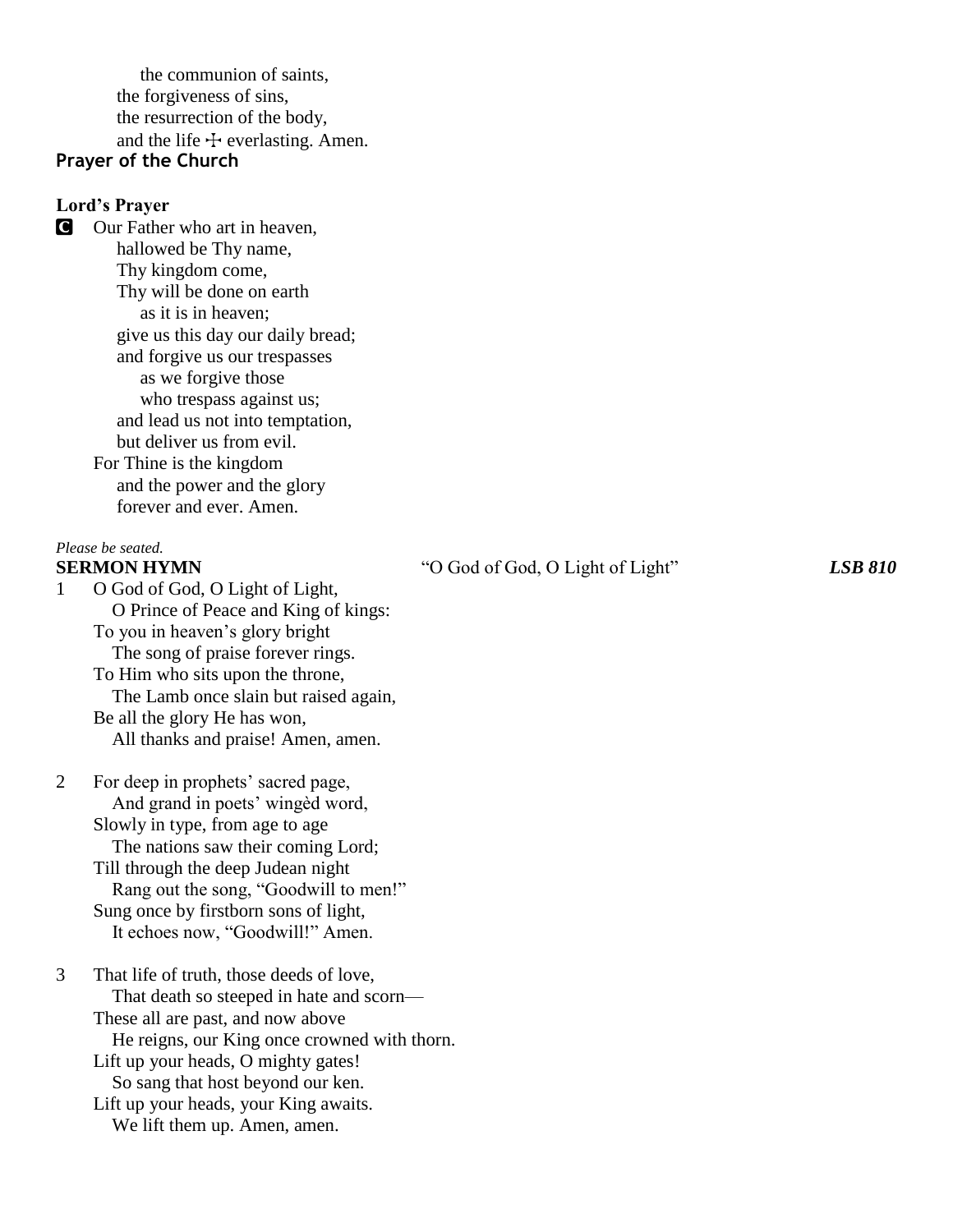the communion of saints,
the forgiveness of sins,
the resurrection of the body,
and the life ☩ everlasting. Amen.

**Prayer of the Church**

**Lord's Prayer**

**C** Our Father who art in heaven,
hallowed be Thy name,
Thy kingdom come,
Thy will be done on earth
as it is in heaven;
give us this day our daily bread;
and forgive us our trespasses
as we forgive those
who trespass against us;
and lead us not into temptation,
but deliver us from evil.
For Thine is the kingdom
and the power and the glory
forever and ever. Amen.

*Please be seated.*

**SERMON HYMN** "O God of God, O Light of Light" ***LSB 810***

1 O God of God, O Light of Light,
O Prince of Peace and King of kings:
To you in heaven's glory bright
The song of praise forever rings.
To Him who sits upon the throne,
The Lamb once slain but raised again,
Be all the glory He has won,
All thanks and praise! Amen, amen.

2 For deep in prophets' sacred page,
And grand in poets' wingèd word,
Slowly in type, from age to age
The nations saw their coming Lord;
Till through the deep Judean night
Rang out the song, "Goodwill to men!"
Sung once by firstborn sons of light,
It echoes now, "Goodwill!" Amen.

3 That life of truth, those deeds of love,
That death so steeped in hate and scorn—
These all are past, and now above
He reigns, our King once crowned with thorn.
Lift up your heads, O mighty gates!
So sang that host beyond our ken.
Lift up your heads, your King awaits.
We lift them up. Amen, amen.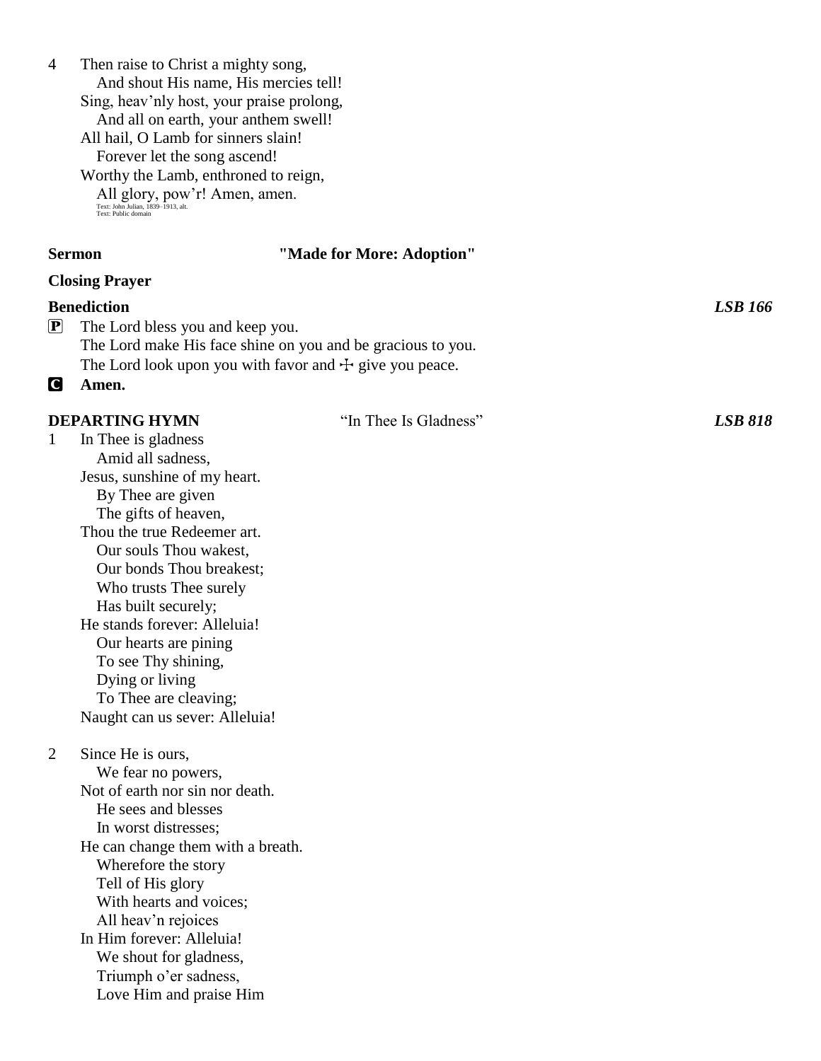4 Then raise to Christ a mighty song,
  And shout His name, His mercies tell!
Sing, heav'nly host, your praise prolong,
  And all on earth, your anthem swell!
All hail, O Lamb for sinners slain!
  Forever let the song ascend!
Worthy the Lamb, enthroned to reign,
  All glory, pow'r! Amen, amen.

Text: John Julian, 1839–1913, alt.
Text: Public domain

**Sermon** **"Made for More: Adoption"**

**Closing Prayer**

**Benediction** ***LSB 166***

P The Lord bless you and keep you.
The Lord make His face shine on you and be gracious to you.
The Lord look upon you with favor and ☩ give you peace.

C **Amen.**

**DEPARTING HYMN** "In Thee Is Gladness" ***LSB 818***

1 In Thee is gladness
  Amid all sadness,
Jesus, sunshine of my heart.
  By Thee are given
  The gifts of heaven,
Thou the true Redeemer art.
  Our souls Thou wakest,
  Our bonds Thou breakest;
  Who trusts Thee surely
  Has built securely;
He stands forever: Alleluia!
  Our hearts are pining
  To see Thy shining,
  Dying or living
  To Thee are cleaving;
Naught can us sever: Alleluia!

2 Since He is ours,
  We fear no powers,
Not of earth nor sin nor death.
  He sees and blesses
  In worst distresses;
He can change them with a breath.
  Wherefore the story
  Tell of His glory
  With hearts and voices;
  All heav'n rejoices
In Him forever: Alleluia!
  We shout for gladness,
  Triumph o'er sadness,
  Love Him and praise Him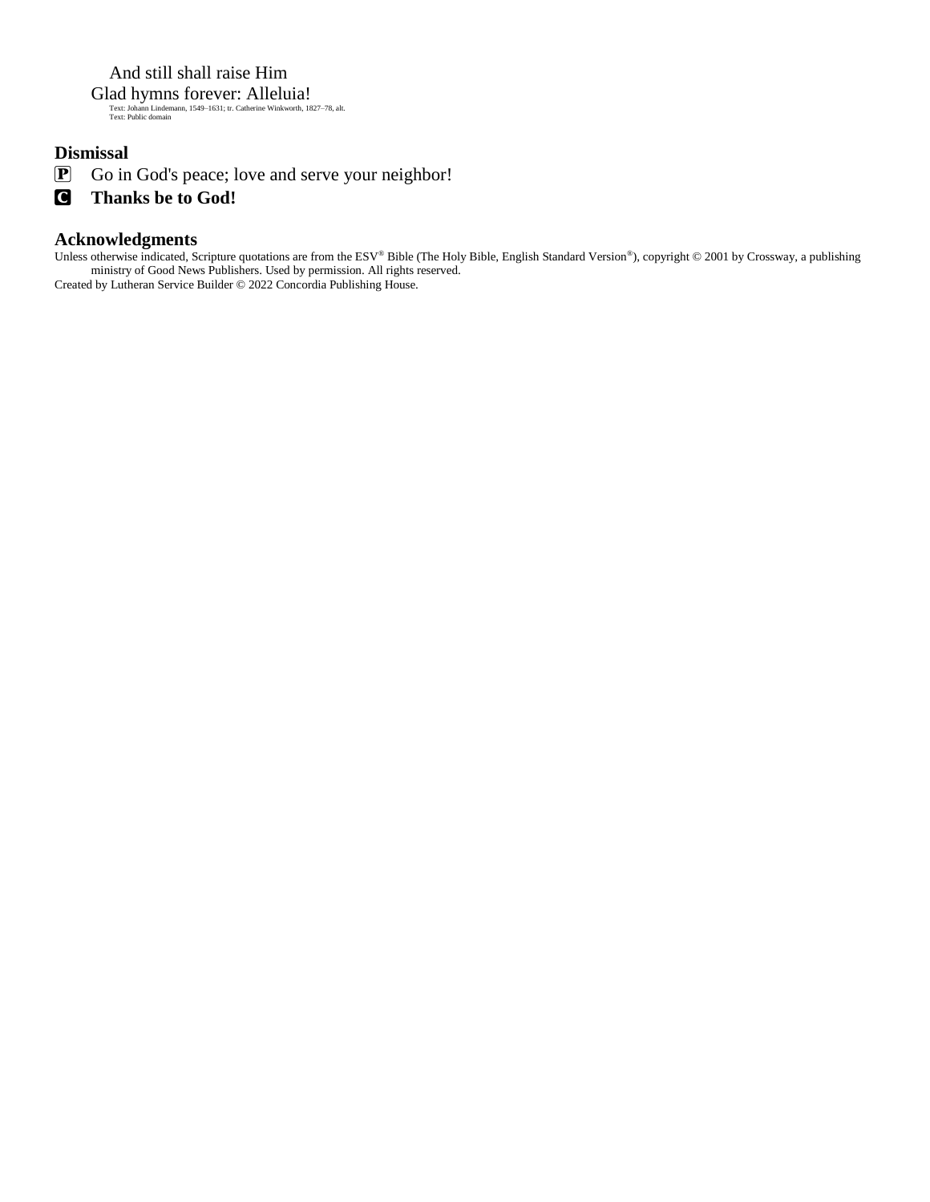And still shall raise Him
Glad hymns forever: Alleluia!

Text: Johann Lindemann, 1549–1631; tr. Catherine Winkworth, 1827–78, alt.
Text: Public domain

## Dismissal

**P** Go in God's peace; love and serve your neighbor!

**C** **Thanks be to God!**

## Acknowledgments

Unless otherwise indicated, Scripture quotations are from the ESV® Bible (The Holy Bible, English Standard Version®), copyright © 2001 by Crossway, a publishing ministry of Good News Publishers. Used by permission. All rights reserved.

Created by Lutheran Service Builder © 2022 Concordia Publishing House.